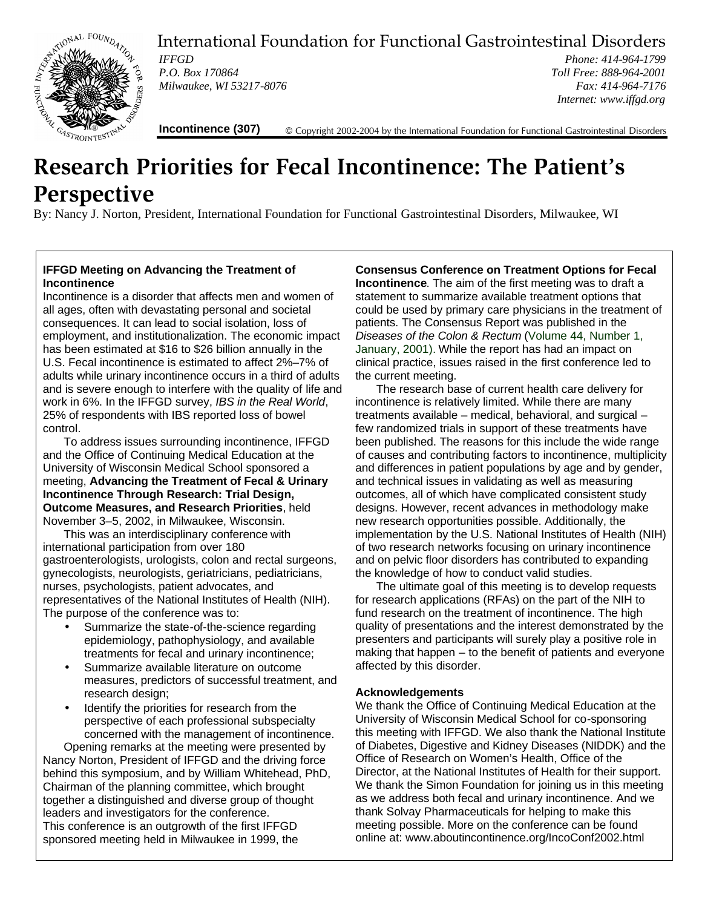# International Foundation for Functional Gastrointestinal Disorders

*IFFGD*
*P.O. Box 170864*
*Milwaukee, WI 53217-8076*

*Phone: 414-964-1799*
*Toll Free: 888-964-2001*
*Fax: 414-964-7176*
*Internet: www.iffgd.org*

**Incontinence (307)** © Copyright 2002-2004 by the International Foundation for Functional Gastrointestinal Disorders

# Research Priorities for Fecal Incontinence: The Patient's Perspective

By: Nancy J. Norton, President, International Foundation for Functional Gastrointestinal Disorders, Milwaukee, WI

**IFFGD Meeting on Advancing the Treatment of Incontinence**

Incontinence is a disorder that affects men and women of all ages, often with devastating personal and societal consequences. It can lead to social isolation, loss of employment, and institutionalization. The economic impact has been estimated at $16 to $26 billion annually in the U.S. Fecal incontinence is estimated to affect 2%–7% of adults while urinary incontinence occurs in a third of adults and is severe enough to interfere with the quality of life and work in 6%. In the IFFGD survey, *IBS in the Real World*, 25% of respondents with IBS reported loss of bowel control.

To address issues surrounding incontinence, IFFGD and the Office of Continuing Medical Education at the University of Wisconsin Medical School sponsored a meeting, **Advancing the Treatment of Fecal & Urinary Incontinence Through Research: Trial Design, Outcome Measures, and Research Priorities**, held November 3–5, 2002, in Milwaukee, Wisconsin.

This was an interdisciplinary conference with international participation from over 180 gastroenterologists, urologists, colon and rectal surgeons, gynecologists, neurologists, geriatricians, pediatricians, nurses, psychologists, patient advocates, and representatives of the National Institutes of Health (NIH). The purpose of the conference was to:

- Summarize the state-of-the-science regarding epidemiology, pathophysiology, and available treatments for fecal and urinary incontinence;
- Summarize available literature on outcome measures, predictors of successful treatment, and research design;
- Identify the priorities for research from the perspective of each professional subspecialty concerned with the management of incontinence.

Opening remarks at the meeting were presented by Nancy Norton, President of IFFGD and the driving force behind this symposium, and by William Whitehead, PhD, Chairman of the planning committee, which brought together a distinguished and diverse group of thought leaders and investigators for the conference.

This conference is an outgrowth of the first IFFGD sponsored meeting held in Milwaukee in 1999, the **Consensus Conference on Treatment Options for Fecal Incontinence**. The aim of the first meeting was to draft a statement to summarize available treatment options that could be used by primary care physicians in the treatment of patients. The Consensus Report was published in the *Diseases of the Colon & Rectum* (Volume 44, Number 1, January, 2001). While the report has had an impact on clinical practice, issues raised in the first conference led to the current meeting.

The research base of current health care delivery for incontinence is relatively limited. While there are many treatments available – medical, behavioral, and surgical – few randomized trials in support of these treatments have been published. The reasons for this include the wide range of causes and contributing factors to incontinence, multiplicity and differences in patient populations by age and by gender, and technical issues in validating as well as measuring outcomes, all of which have complicated consistent study designs. However, recent advances in methodology make new research opportunities possible. Additionally, the implementation by the U.S. National Institutes of Health (NIH) of two research networks focusing on urinary incontinence and on pelvic floor disorders has contributed to expanding the knowledge of how to conduct valid studies.

The ultimate goal of this meeting is to develop requests for research applications (RFAs) on the part of the NIH to fund research on the treatment of incontinence. The high quality of presentations and the interest demonstrated by the presenters and participants will surely play a positive role in making that happen – to the benefit of patients and everyone affected by this disorder.

**Acknowledgements**

We thank the Office of Continuing Medical Education at the University of Wisconsin Medical School for co-sponsoring this meeting with IFFGD. We also thank the National Institute of Diabetes, Digestive and Kidney Diseases (NIDDK) and the Office of Research on Women's Health, Office of the Director, at the National Institutes of Health for their support. We thank the Simon Foundation for joining us in this meeting as we address both fecal and urinary incontinence. And we thank Solvay Pharmaceuticals for helping to make this meeting possible. More on the conference can be found online at: www.aboutincontinence.org/IncoConf2002.html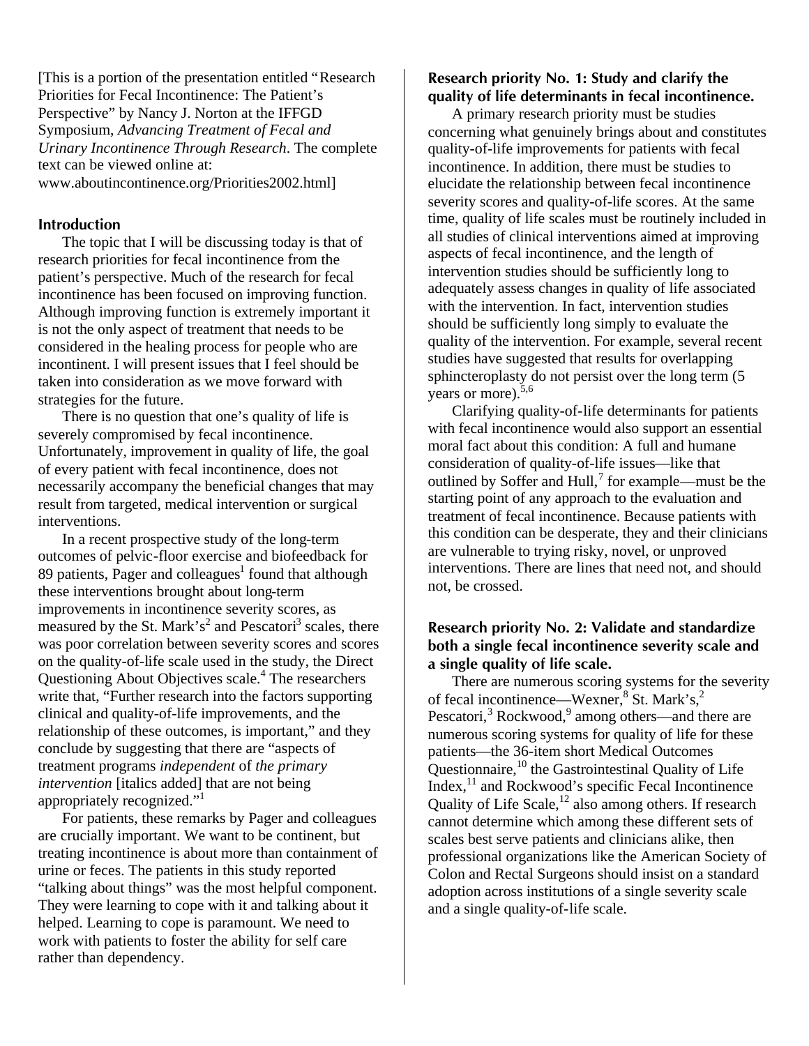[This is a portion of the presentation entitled "Research Priorities for Fecal Incontinence: The Patient's Perspective" by Nancy J. Norton at the IFFGD Symposium, *Advancing Treatment of Fecal and Urinary Incontinence Through Research*. The complete text can be viewed online at: www.aboutincontinence.org/Priorities2002.html]

## Introduction

The topic that I will be discussing today is that of research priorities for fecal incontinence from the patient's perspective. Much of the research for fecal incontinence has been focused on improving function. Although improving function is extremely important it is not the only aspect of treatment that needs to be considered in the healing process for people who are incontinent. I will present issues that I feel should be taken into consideration as we move forward with strategies for the future.

There is no question that one's quality of life is severely compromised by fecal incontinence. Unfortunately, improvement in quality of life, the goal of every patient with fecal incontinence, does not necessarily accompany the beneficial changes that may result from targeted, medical intervention or surgical interventions.

In a recent prospective study of the long-term outcomes of pelvic-floor exercise and biofeedback for 89 patients, Pager and colleagues[1] found that although these interventions brought about long-term improvements in incontinence severity scores, as measured by the St. Mark's[2] and Pescatori[3] scales, there was poor correlation between severity scores and scores on the quality-of-life scale used in the study, the Direct Questioning About Objectives scale.[4] The researchers write that, "Further research into the factors supporting clinical and quality-of-life improvements, and the relationship of these outcomes, is important," and they conclude by suggesting that there are "aspects of treatment programs *independent* of *the primary intervention* [italics added] that are not being appropriately recognized."[1]

For patients, these remarks by Pager and colleagues are crucially important. We want to be continent, but treating incontinence is about more than containment of urine or feces. The patients in this study reported "talking about things" was the most helpful component. They were learning to cope with it and talking about it helped. Learning to cope is paramount. We need to work with patients to foster the ability for self care rather than dependency.

## Research priority No. 1: Study and clarify the quality of life determinants in fecal incontinence.

A primary research priority must be studies concerning what genuinely brings about and constitutes quality-of-life improvements for patients with fecal incontinence. In addition, there must be studies to elucidate the relationship between fecal incontinence severity scores and quality-of-life scores. At the same time, quality of life scales must be routinely included in all studies of clinical interventions aimed at improving aspects of fecal incontinence, and the length of intervention studies should be sufficiently long to adequately assess changes in quality of life associated with the intervention. In fact, intervention studies should be sufficiently long simply to evaluate the quality of the intervention. For example, several recent studies have suggested that results for overlapping sphincteroplasty do not persist over the long term (5 years or more).[5,6]

Clarifying quality-of-life determinants for patients with fecal incontinence would also support an essential moral fact about this condition: A full and humane consideration of quality-of-life issues—like that outlined by Soffer and Hull,[7] for example—must be the starting point of any approach to the evaluation and treatment of fecal incontinence. Because patients with this condition can be desperate, they and their clinicians are vulnerable to trying risky, novel, or unproved interventions. There are lines that need not, and should not, be crossed.

## Research priority No. 2: Validate and standardize both a single fecal incontinence severity scale and a single quality of life scale.

There are numerous scoring systems for the severity of fecal incontinence—Wexner,[8] St. Mark's,[2] Pescatori,[3] Rockwood,[9] among others—and there are numerous scoring systems for quality of life for these patients—the 36-item short Medical Outcomes Questionnaire,[10] the Gastrointestinal Quality of Life Index,[11] and Rockwood's specific Fecal Incontinence Quality of Life Scale,[12] also among others. If research cannot determine which among these different sets of scales best serve patients and clinicians alike, then professional organizations like the American Society of Colon and Rectal Surgeons should insist on a standard adoption across institutions of a single severity scale and a single quality-of-life scale.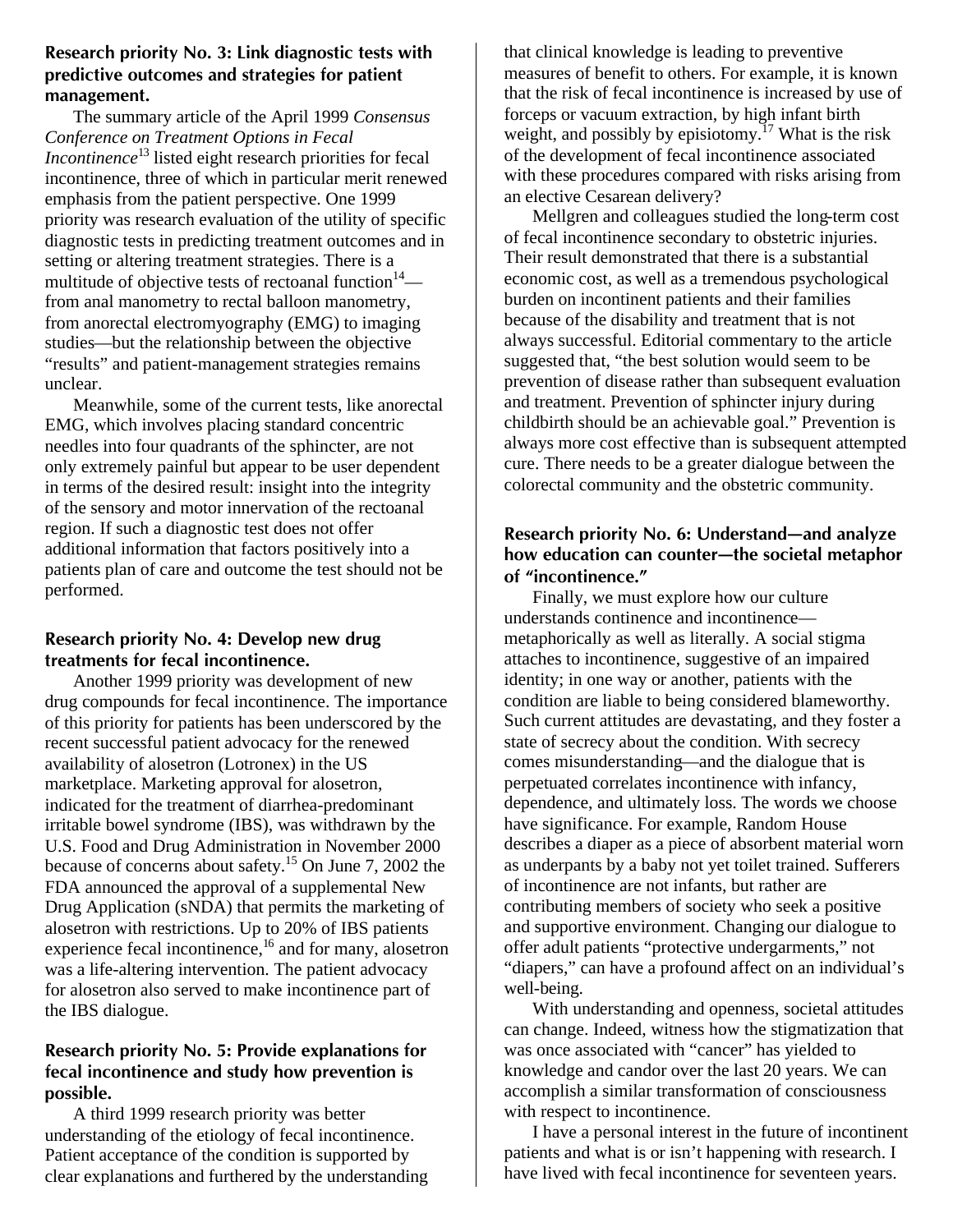### Research priority No. 3: Link diagnostic tests with predictive outcomes and strategies for patient management.

The summary article of the April 1999 *Consensus Conference on Treatment Options in Fecal Incontinence*[13] listed eight research priorities for fecal incontinence, three of which in particular merit renewed emphasis from the patient perspective. One 1999 priority was research evaluation of the utility of specific diagnostic tests in predicting treatment outcomes and in setting or altering treatment strategies. There is a multitude of objective tests of rectoanal function[14]—from anal manometry to rectal balloon manometry, from anorectal electromyography (EMG) to imaging studies—but the relationship between the objective "results" and patient-management strategies remains unclear.

Meanwhile, some of the current tests, like anorectal EMG, which involves placing standard concentric needles into four quadrants of the sphincter, are not only extremely painful but appear to be user dependent in terms of the desired result: insight into the integrity of the sensory and motor innervation of the rectoanal region. If such a diagnostic test does not offer additional information that factors positively into a patients plan of care and outcome the test should not be performed.

### Research priority No. 4: Develop new drug treatments for fecal incontinence.

Another 1999 priority was development of new drug compounds for fecal incontinence. The importance of this priority for patients has been underscored by the recent successful patient advocacy for the renewed availability of alosetron (Lotronex) in the US marketplace. Marketing approval for alosetron, indicated for the treatment of diarrhea-predominant irritable bowel syndrome (IBS), was withdrawn by the U.S. Food and Drug Administration in November 2000 because of concerns about safety.[15] On June 7, 2002 the FDA announced the approval of a supplemental New Drug Application (sNDA) that permits the marketing of alosetron with restrictions. Up to 20% of IBS patients experience fecal incontinence,[16] and for many, alosetron was a life-altering intervention. The patient advocacy for alosetron also served to make incontinence part of the IBS dialogue.

### Research priority No. 5: Provide explanations for fecal incontinence and study how prevention is possible.

A third 1999 research priority was better understanding of the etiology of fecal incontinence. Patient acceptance of the condition is supported by clear explanations and furthered by the understanding that clinical knowledge is leading to preventive measures of benefit to others. For example, it is known that the risk of fecal incontinence is increased by use of forceps or vacuum extraction, by high infant birth weight, and possibly by episiotomy.[17] What is the risk of the development of fecal incontinence associated with these procedures compared with risks arising from an elective Cesarean delivery?

Mellgren and colleagues studied the long-term cost of fecal incontinence secondary to obstetric injuries. Their result demonstrated that there is a substantial economic cost, as well as a tremendous psychological burden on incontinent patients and their families because of the disability and treatment that is not always successful. Editorial commentary to the article suggested that, "the best solution would seem to be prevention of disease rather than subsequent evaluation and treatment. Prevention of sphincter injury during childbirth should be an achievable goal." Prevention is always more cost effective than is subsequent attempted cure. There needs to be a greater dialogue between the colorectal community and the obstetric community.

### Research priority No. 6: Understand—and analyze how education can counter—the societal metaphor of "incontinence."

Finally, we must explore how our culture understands continence and incontinence—metaphorically as well as literally. A social stigma attaches to incontinence, suggestive of an impaired identity; in one way or another, patients with the condition are liable to being considered blameworthy. Such current attitudes are devastating, and they foster a state of secrecy about the condition. With secrecy comes misunderstanding—and the dialogue that is perpetuated correlates incontinence with infancy, dependence, and ultimately loss. The words we choose have significance. For example, Random House describes a diaper as a piece of absorbent material worn as underpants by a baby not yet toilet trained. Sufferers of incontinence are not infants, but rather are contributing members of society who seek a positive and supportive environment. Changing our dialogue to offer adult patients "protective undergarments," not "diapers," can have a profound affect on an individual's well-being.

With understanding and openness, societal attitudes can change. Indeed, witness how the stigmatization that was once associated with "cancer" has yielded to knowledge and candor over the last 20 years. We can accomplish a similar transformation of consciousness with respect to incontinence.

I have a personal interest in the future of incontinent patients and what is or isn't happening with research. I have lived with fecal incontinence for seventeen years.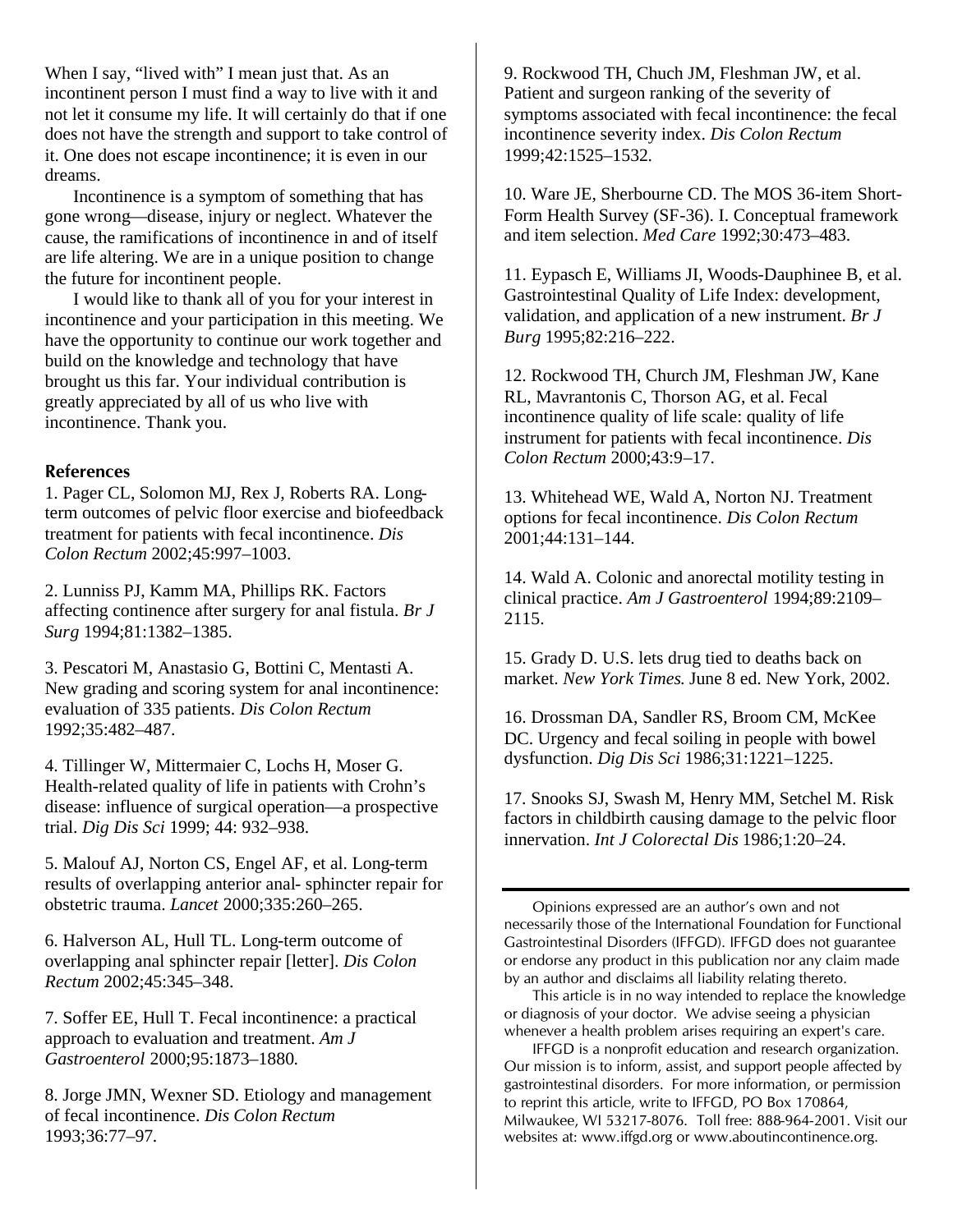When I say, "lived with" I mean just that. As an incontinent person I must find a way to live with it and not let it consume my life. It will certainly do that if one does not have the strength and support to take control of it. One does not escape incontinence; it is even in our dreams.

Incontinence is a symptom of something that has gone wrong—disease, injury or neglect. Whatever the cause, the ramifications of incontinence in and of itself are life altering. We are in a unique position to change the future for incontinent people.

I would like to thank all of you for your interest in incontinence and your participation in this meeting. We have the opportunity to continue our work together and build on the knowledge and technology that have brought us this far. Your individual contribution is greatly appreciated by all of us who live with incontinence. Thank you.

### References

1. Pager CL, Solomon MJ, Rex J, Roberts RA. Long-term outcomes of pelvic floor exercise and biofeedback treatment for patients with fecal incontinence. *Dis Colon Rectum* 2002;45:997–1003.

2. Lunniss PJ, Kamm MA, Phillips RK. Factors affecting continence after surgery for anal fistula. *Br J Surg* 1994;81:1382–1385.

3. Pescatori M, Anastasio G, Bottini C, Mentasti A. New grading and scoring system for anal incontinence: evaluation of 335 patients. *Dis Colon Rectum* 1992;35:482–487.

4. Tillinger W, Mittermaier C, Lochs H, Moser G. Health-related quality of life in patients with Crohn's disease: influence of surgical operation—a prospective trial. *Dig Dis Sci* 1999; 44: 932–938.

5. Malouf AJ, Norton CS, Engel AF, et al. Long-term results of overlapping anterior anal- sphincter repair for obstetric trauma. *Lancet* 2000;335:260–265.

6. Halverson AL, Hull TL. Long-term outcome of overlapping anal sphincter repair [letter]. *Dis Colon Rectum* 2002;45:345–348.

7. Soffer EE, Hull T. Fecal incontinence: a practical approach to evaluation and treatment. *Am J Gastroenterol* 2000;95:1873–1880.

8. Jorge JMN, Wexner SD. Etiology and management of fecal incontinence. *Dis Colon Rectum* 1993;36:77–97.

9. Rockwood TH, Chuch JM, Fleshman JW, et al. Patient and surgeon ranking of the severity of symptoms associated with fecal incontinence: the fecal incontinence severity index. *Dis Colon Rectum* 1999;42:1525–1532.

10. Ware JE, Sherbourne CD. The MOS 36-item Short-Form Health Survey (SF-36). I. Conceptual framework and item selection. *Med Care* 1992;30:473–483.

11. Eypasch E, Williams JI, Woods-Dauphinee B, et al. Gastrointestinal Quality of Life Index: development, validation, and application of a new instrument. *Br J Burg* 1995;82:216–222.

12. Rockwood TH, Church JM, Fleshman JW, Kane RL, Mavrantonis C, Thorson AG, et al. Fecal incontinence quality of life scale: quality of life instrument for patients with fecal incontinence. *Dis Colon Rectum* 2000;43:9–17.

13. Whitehead WE, Wald A, Norton NJ. Treatment options for fecal incontinence. *Dis Colon Rectum* 2001;44:131–144.

14. Wald A. Colonic and anorectal motility testing in clinical practice. *Am J Gastroenterol* 1994;89:2109–2115.

15. Grady D. U.S. lets drug tied to deaths back on market. *New York Times*. June 8 ed. New York, 2002.

16. Drossman DA, Sandler RS, Broom CM, McKee DC. Urgency and fecal soiling in people with bowel dysfunction. *Dig Dis Sci* 1986;31:1221–1225.

17. Snooks SJ, Swash M, Henry MM, Setchel M. Risk factors in childbirth causing damage to the pelvic floor innervation. *Int J Colorectal Dis* 1986;1:20–24.

---

Opinions expressed are an author's own and not necessarily those of the International Foundation for Functional Gastrointestinal Disorders (IFFGD). IFFGD does not guarantee or endorse any product in this publication nor any claim made by an author and disclaims all liability relating thereto.

This article is in no way intended to replace the knowledge or diagnosis of your doctor. We advise seeing a physician whenever a health problem arises requiring an expert's care.

IFFGD is a nonprofit education and research organization. Our mission is to inform, assist, and support people affected by gastrointestinal disorders. For more information, or permission to reprint this article, write to IFFGD, PO Box 170864, Milwaukee, WI 53217-8076. Toll free: 888-964-2001. Visit our websites at: www.iffgd.org or www.aboutincontinence.org.